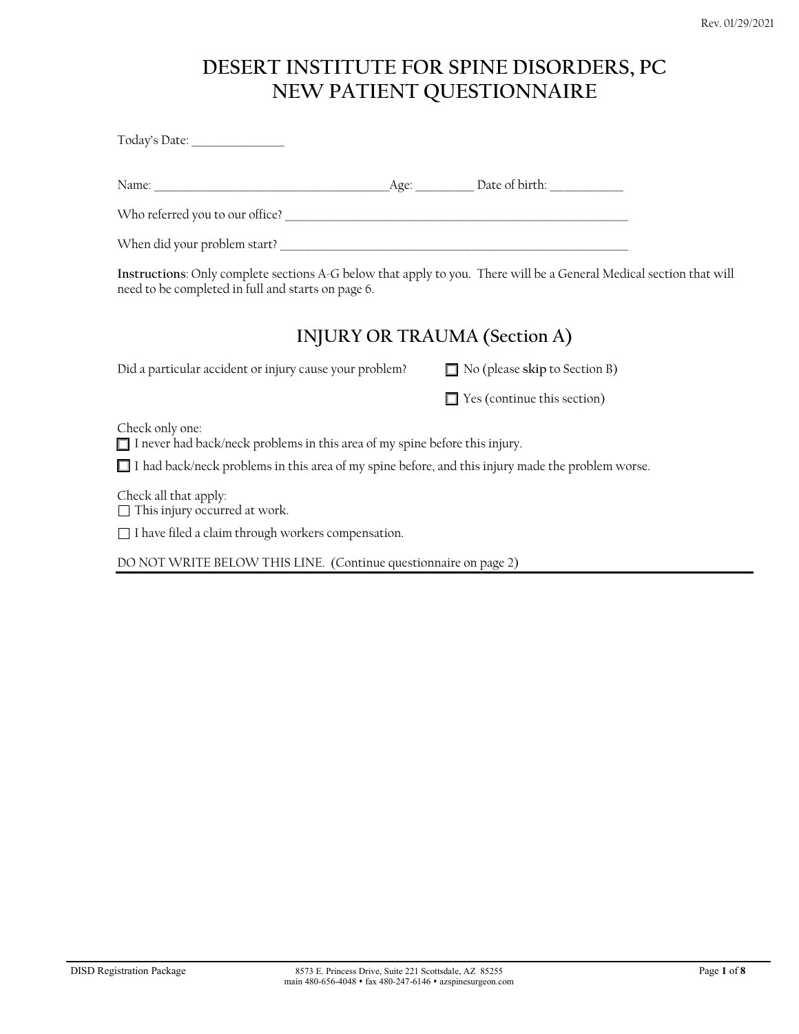# DESERT INSTITUTE FOR SPINE DISORDERS, PC
# NEW PATIENT QUESTIONNAIRE

Today's Date: _______________

Name: ______________________________________Age: _________ Date of birth: ____________

Who referred you to our office? ____________________________________________________________

When did your problem start? ______________________________________________________________

**Instructions**: Only complete sections A-G below that apply to you. There will be a General Medical section that will need to be completed in full and starts on page 6.

## INJURY OR TRAUMA (Section A)

Did a particular accident or injury cause your problem?

- ☐ No (please **skip** to Section B)
- ☐ Yes (continue this section)

Check only one:

- ☐ I never had back/neck problems in this area of my spine before this injury.
- ☐ I had back/neck problems in this area of my spine before, and this injury made the problem worse.

Check all that apply:

- ☐ This injury occurred at work.
- ☐ I have filed a claim through workers compensation.

DO NOT WRITE BELOW THIS LINE. (Continue questionnaire on page 2)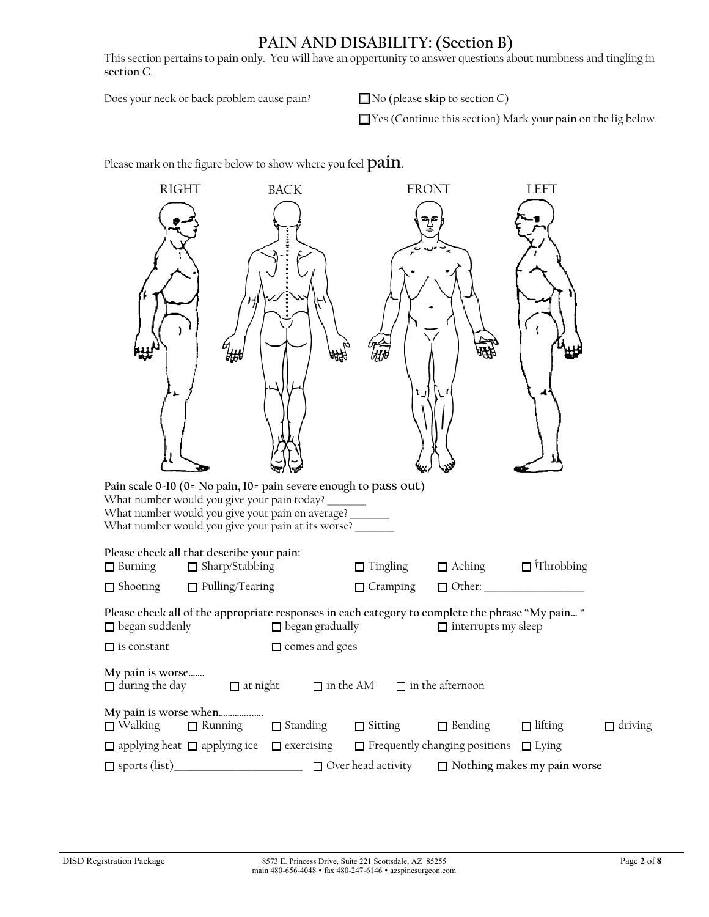# PAIN AND DISABILITY: (Section B)

This section pertains to **pain only**. You will have an opportunity to answer questions about numbness and tingling in **section C**.

Does your neck or back problem cause pain?

☐ No (please **skip** to section C)

☐ Yes (Continue this section) Mark your **pain** on the fig below.

Please mark on the figure below to show where you feel **pain**.

RIGHT | BACK | FRONT | LEFT

**Pain scale 0-10 (0= No pain, 10= pain severe enough to pass out)**

What number would you give your pain today? _______

What number would you give your pain on average? _______

What number would you give your pain at its worse? _______

**Please check all that describe your pain:**

☐ Burning ☐ Sharp/Stabbing ☐ Tingling ☐ Aching ☐ Throbbing

☐ Shooting ☐ Pulling/Tearing ☐ Cramping ☐ Other: ___________________

**Please check all of the appropriate responses in each category to complete the phrase "My pain… "**

☐ began suddenly ☐ began gradually ☐ interrupts my sleep

☐ is constant ☐ comes and goes

**My pain is worse…….**

☐ during the day ☐ at night ☐ in the AM ☐ in the afternoon

**My pain is worse when………………**

☐ Walking ☐ Running ☐ Standing ☐ Sitting ☐ Bending ☐ lifting ☐ driving

☐ applying heat ☐ applying ice ☐ exercising ☐ Frequently changing positions ☐ Lying

☐ sports (list)________________________ ☐ Over head activity ☐ **Nothing makes my pain worse**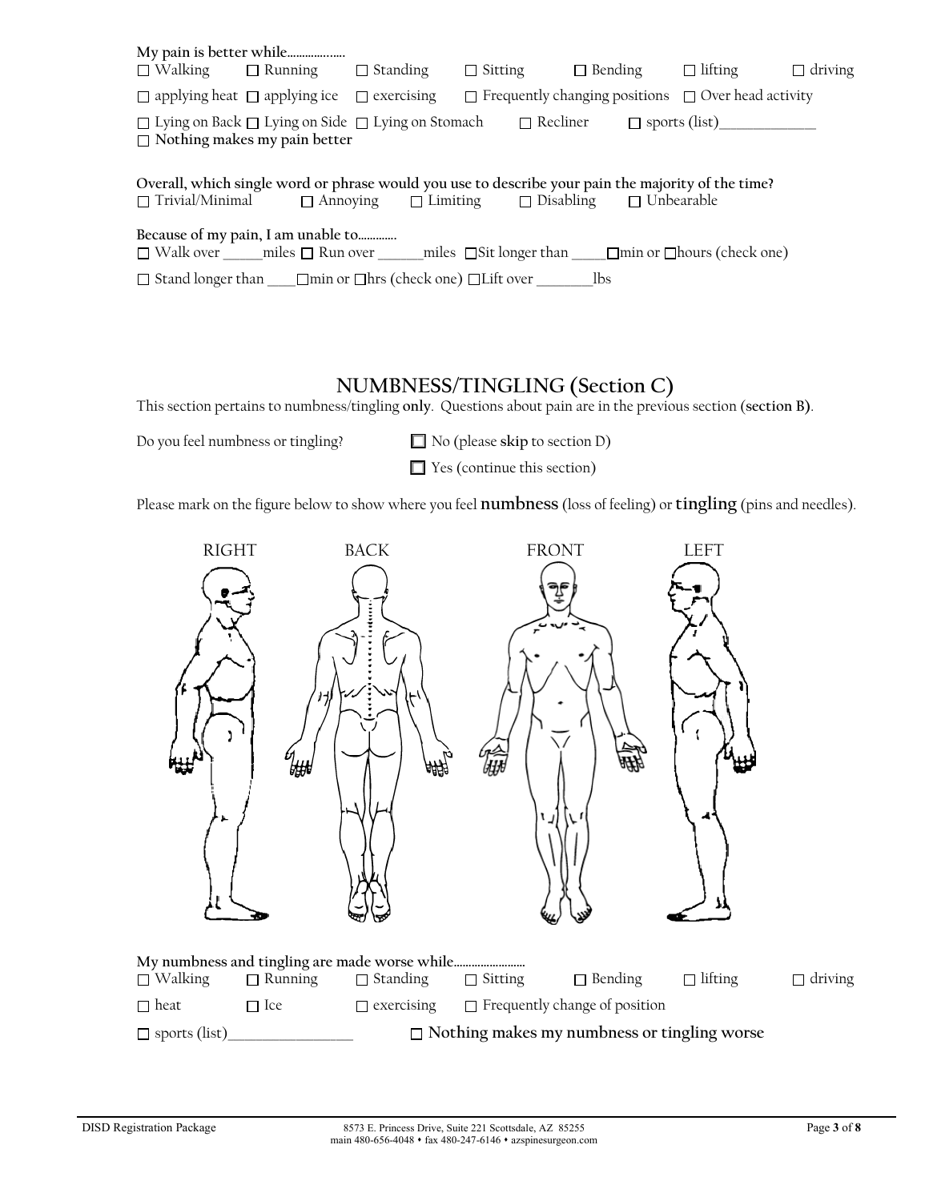**My pain is better while..................**

☐ Walking ☐ Running ☐ Standing ☐ Sitting ☐ Bending ☐ lifting ☐ driving

☐ applying heat ☐ applying ice ☐ exercising ☐ Frequently changing positions ☐ Over head activity

☐ Lying on Back ☐ Lying on Side ☐ Lying on Stomach ☐ Recliner ☐ sports (list)______________

☐ **Nothing makes my pain better**

**Overall, which single word or phrase would you use to describe your pain the majority of the time?**

☐ Trivial/Minimal ☐ Annoying ☐ Limiting ☐ Disabling ☐ Unbearable

**Because of my pain, I am unable to............**

☐ Walk over _____miles ☐ Run over ______miles ☐Sit longer than _____☐min or ☐hours (check one)

☐ Stand longer than ____☐min or ☐hrs (check one) ☐Lift over ________lbs

## NUMBNESS/TINGLING (Section C)

This section pertains to numbness/tingling **only**. Questions about pain are in the previous section **(section B)**.

Do you feel numbness or tingling? ☐ No (please **skip** to section D)

☐ Yes (continue this section)

Please mark on the figure below to show where you feel **numbness** (loss of feeling) or **tingling** (pins and needles).

RIGHT BACK FRONT LEFT

**My numbness and tingling are made worse while.......................**

☐ Walking ☐ Running ☐ Standing ☐ Sitting ☐ Bending ☐ lifting ☐ driving

☐ heat ☐ Ice ☐ exercising ☐ Frequently change of position

☐ sports (list)_________________ ☐ **Nothing makes my numbness or tingling worse**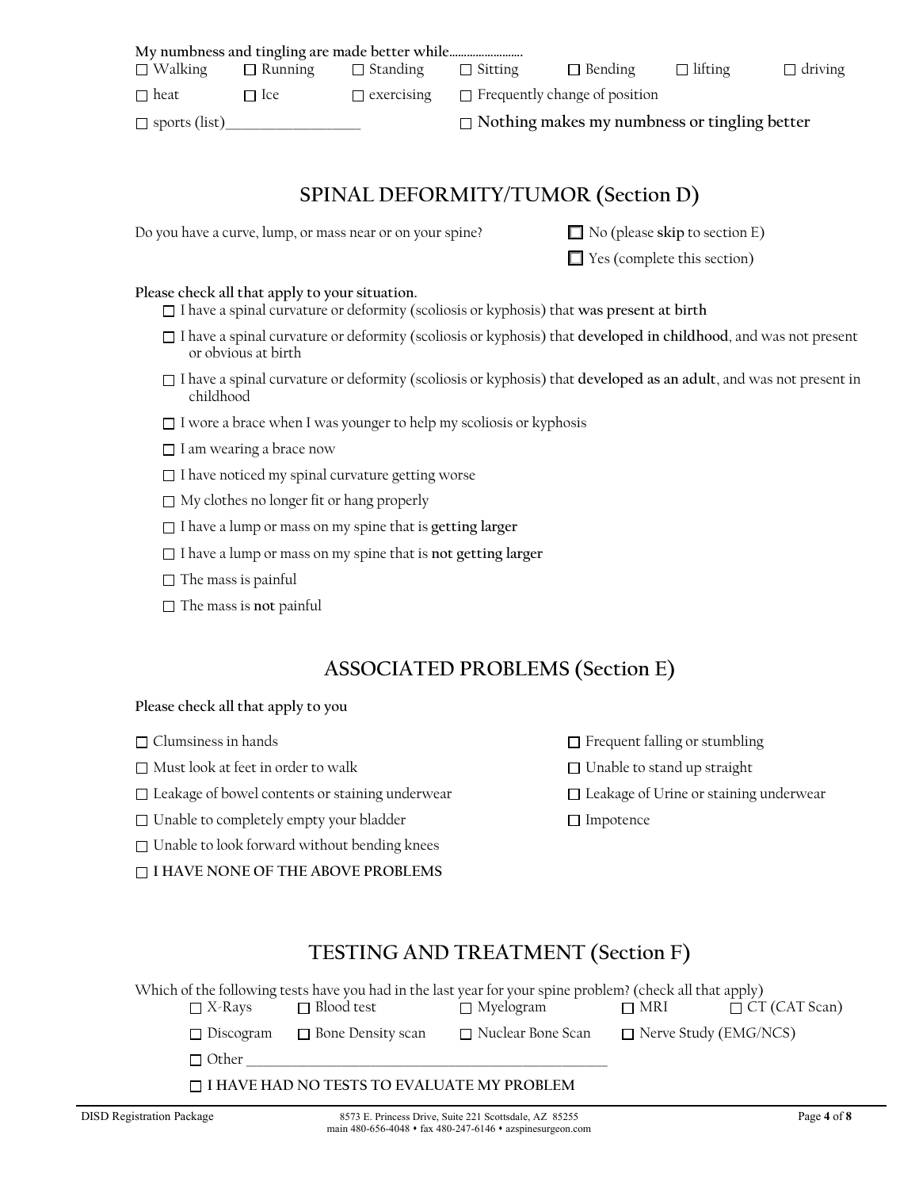**My numbness and tingling are made better while.........................**

☐ Walking ☐ Running ☐ Standing ☐ Sitting ☐ Bending ☐ lifting ☐ driving

☐ heat ☐ Ice ☐ exercising ☐ Frequently change of position

☐ sports (list)___________________ ☐ **Nothing makes my numbness or tingling better**

## SPINAL DEFORMITY/TUMOR (Section D)

Do you have a curve, lump, or mass near or on your spine?

☐ No (please **skip** to section E)

☐ Yes (complete this section)

**Please check all that apply to your situation.**

- ☐ I have a spinal curvature or deformity (scoliosis or kyphosis) that **was present at birth**
- ☐ I have a spinal curvature or deformity (scoliosis or kyphosis) that **developed in childhood**, and was not present or obvious at birth
- ☐ I have a spinal curvature or deformity (scoliosis or kyphosis) that **developed as an adult**, and was not present in childhood
- ☐ I wore a brace when I was younger to help my scoliosis or kyphosis
- ☐ I am wearing a brace now
- ☐ I have noticed my spinal curvature getting worse
- ☐ My clothes no longer fit or hang properly
- ☐ I have a lump or mass on my spine that is **getting larger**
- ☐ I have a lump or mass on my spine that is **not getting larger**
- ☐ The mass is painful
- ☐ The mass is **not** painful

## ASSOCIATED PROBLEMS (Section E)

**Please check all that apply to you**

- ☐ Clumsiness in hands
- ☐ Must look at feet in order to walk
- ☐ Leakage of bowel contents or staining underwear
- ☐ Unable to completely empty your bladder
- ☐ Unable to look forward without bending knees
- ☐ Frequent falling or stumbling
- ☐ Unable to stand up straight
- ☐ Leakage of Urine or staining underwear
- ☐ Impotence
- ☐ **I HAVE NONE OF THE ABOVE PROBLEMS**

## TESTING AND TREATMENT (Section F)

Which of the following tests have you had in the last year for your spine problem? (check all that apply)

☐ X-Rays ☐ Blood test ☐ Myelogram ☐ MRI ☐ CT (CAT Scan)

☐ Discogram ☐ Bone Density scan ☐ Nuclear Bone Scan ☐ Nerve Study (EMG/NCS)

☐ Other ________________________________________________________

☐ **I HAVE HAD NO TESTS TO EVALUATE MY PROBLEM**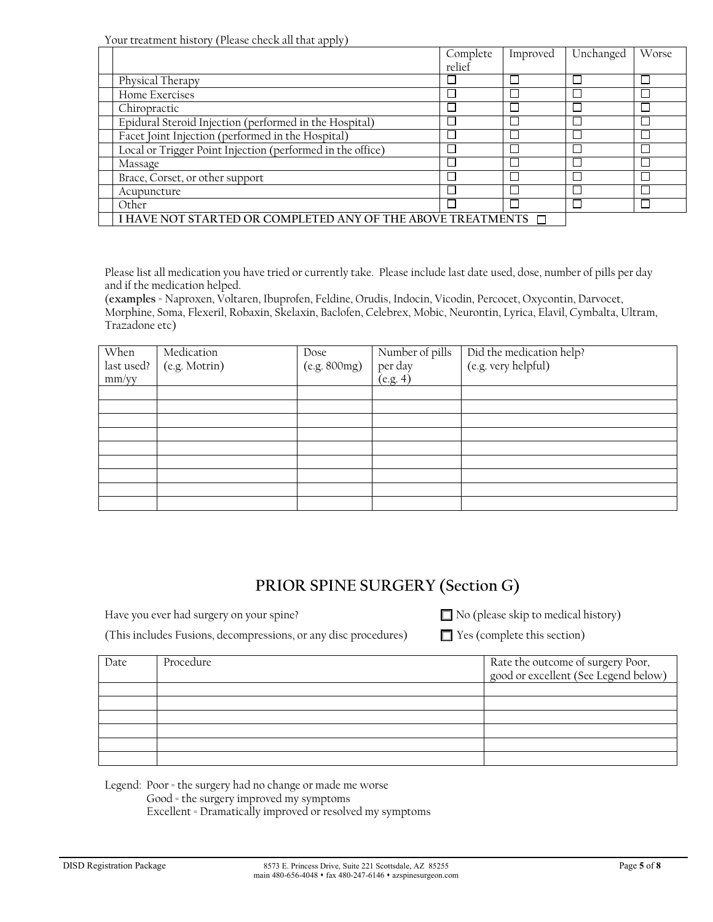Your treatment history (Please check all that apply)

| | | Complete relief | Improved | Unchanged | Worse |
|---|---|---|---|---|---|
| | Physical Therapy | ☐ | ☐ | ☐ | ☐ |
| | Home Exercises | ☐ | ☐ | ☐ | ☐ |
| | Chiropractic | ☐ | ☐ | ☐ | ☐ |
| | Epidural Steroid Injection (performed in the Hospital) | ☐ | ☐ | ☐ | ☐ |
| | Facet Joint Injection (performed in the Hospital) | ☐ | ☐ | ☐ | ☐ |
| | Local or Trigger Point Injection (performed in the office) | ☐ | ☐ | ☐ | ☐ |
| | Massage | ☐ | ☐ | ☐ | ☐ |
| | Brace, Corset, or other support | ☐ | ☐ | ☐ | ☐ |
| | Acupuncture | ☐ | ☐ | ☐ | ☐ |
| | Other | ☐ | ☐ | ☐ | ☐ |
| | **I HAVE NOT STARTED OR COMPLETED ANY OF THE ABOVE TREATMENTS** ☐ | | | | |

Please list all medication you have tried or currently take. Please include last date used, dose, number of pills per day and if the medication helped.
**(examples** = Naproxen, Voltaren, Ibuprofen, Feldine, Orudis, Indocin, Vicodin, Percocet, Oxycontin, Darvocet, Morphine, Soma, Flexeril, Robaxin, Skelaxin, Baclofen, Celebrex, Mobic, Neurontin, Lyrica, Elavil, Cymbalta, Ultram, Trazadone etc)

| When last used? mm/yy | Medication (e.g. Motrin) | Dose (e.g. 800mg) | Number of pills per day (e.g. 4) | Did the medication help? (e.g. very helpful) |
|---|---|---|---|---|
| | | | | |
| | | | | |
| | | | | |
| | | | | |
| | | | | |
| | | | | |
| | | | | |
| | | | | |
| | | | | |

## PRIOR SPINE SURGERY (Section G)

Have you ever had surgery on your spine? ☐ No (please skip to medical history)

(This includes Fusions, decompressions, or any disc procedures) ☐ Yes (complete this section)

| Date | Procedure | Rate the outcome of surgery Poor, good or excellent (See Legend below) |
|---|---|---|
| | | |
| | | |
| | | |
| | | |
| | | |
| | | |

Legend: Poor = the surgery had no change or made me worse
Good = the surgery improved my symptoms
Excellent = Dramatically improved or resolved my symptoms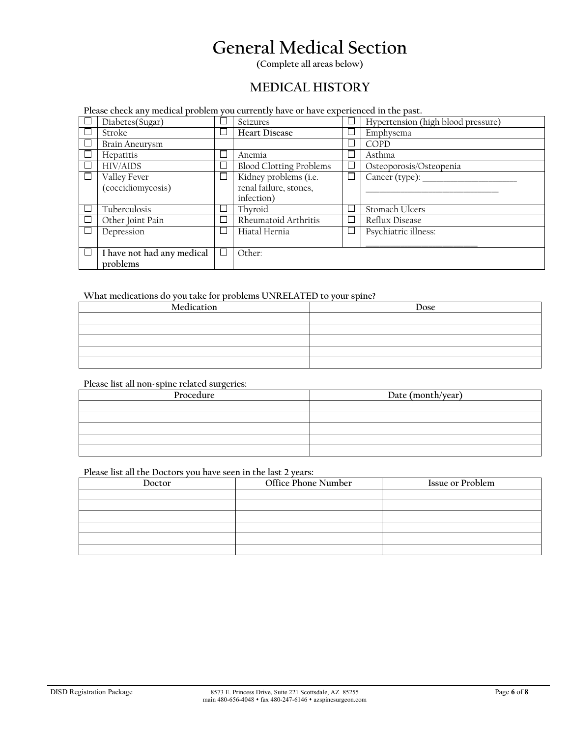# General Medical Section

**(Complete all areas below)**

## MEDICAL HISTORY

**Please check any medical problem you currently have or have experienced in the past.**

| ☐ | Diabetes(Sugar) | ☐ | Seizures | ☐ | Hypertension (high blood pressure) |
|---|---|---|---|---|---|
| ☐ | Stroke | ☐ | **Heart Disease** | ☐ | Emphysema |
| ☐ | Brain Aneurysm | | | ☐ | COPD |
| ☐ | Hepatitis | ☐ | Anemia | ☐ | Asthma |
| ☐ | HIV/AIDS | ☐ | Blood Clotting Problems | ☐ | Osteoporosis/Osteopenia |
| ☐ | Valley Fever (coccidiomycosis) | ☐ | Kidney problems (i.e. renal failure, stones, infection) | ☐ | Cancer (type): ______________________ ______________________________ |
| ☐ | Tuberculosis | ☐ | Thyroid | ☐ | Stomach Ulcers |
| ☐ | Other Joint Pain | ☐ | Rheumatoid Arthritis | ☐ | Reflux Disease |
| ☐ | Depression | ☐ | Hiatal Hernia | ☐ | Psychiatric illness: ___________________________ |
| ☐ | **I have not had any medical problems** | ☐ | Other: | | |

**What medications do you take for problems UNRELATED to your spine?**

| Medication | Dose |
|---|---|
| | |
| | |
| | |
| | |
| | |

**Please list all non-spine related surgeries:**

| Procedure | Date (month/year) |
|---|---|
| | |
| | |
| | |
| | |
| | |

**Please list all the Doctors you have seen in the last 2 years:**

| Doctor | Office Phone Number | Issue or Problem |
|---|---|---|
| | | |
| | | |
| | | |
| | | |
| | | |
| | | |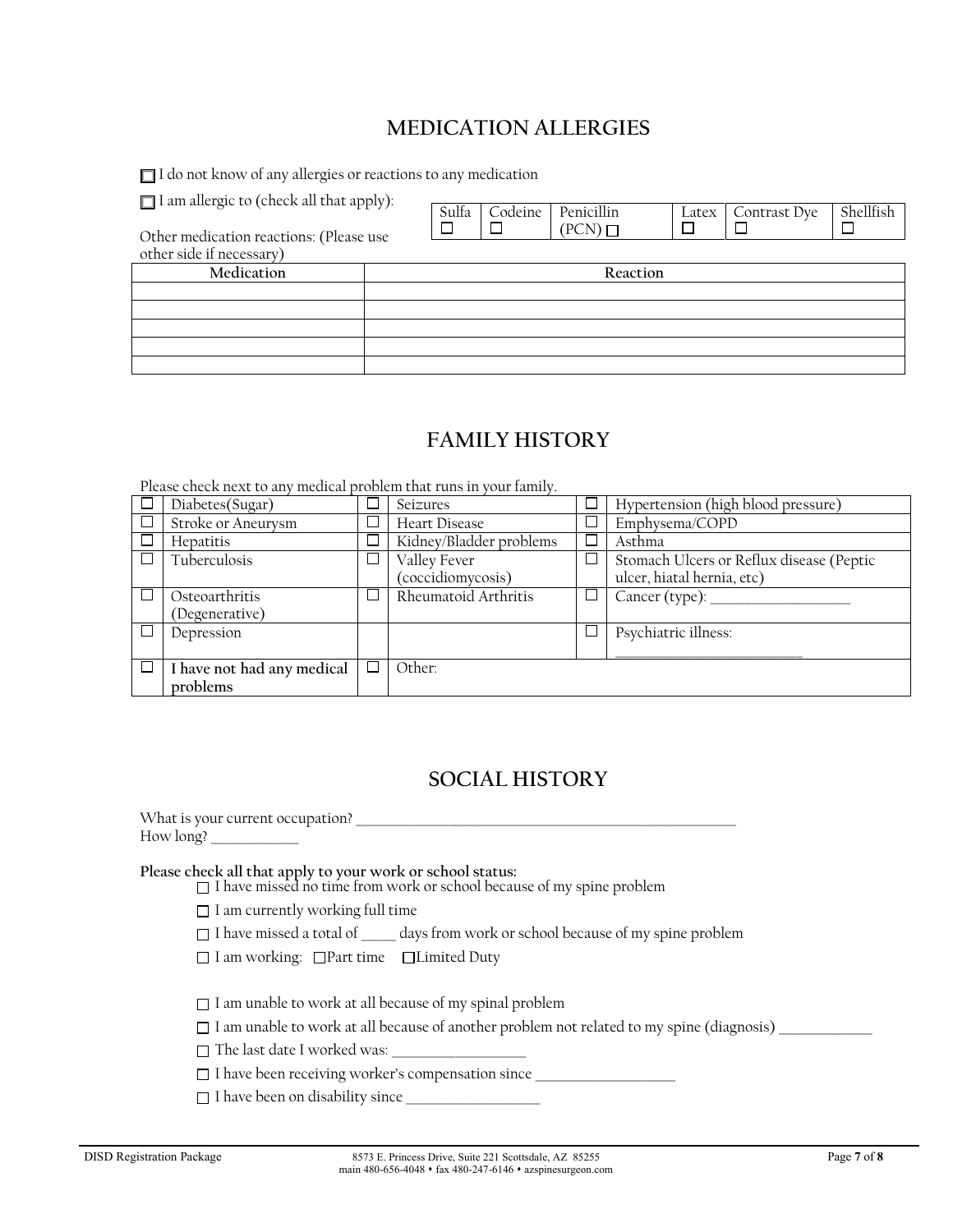# MEDICATION ALLERGIES

☐ I do not know of any allergies or reactions to any medication

☐ I am allergic to (check all that apply):

| Sulfa | Codeine | Penicillin (PCN) | Latex | Contrast Dye | Shellfish |
|---|---|---|---|---|---|
| ☐ | ☐ | ☐ | ☐ | ☐ | ☐ |

Other medication reactions: (Please use other side if necessary)

| Medication | Reaction |
|---|---|
| | |
| | |
| | |
| | |
| | |

# FAMILY HISTORY

Please check next to any medical problem that runs in your family.

| | | | | | |
|---|---|---|---|---|---|
| ☐ | Diabetes(Sugar) | ☐ | Seizures | ☐ | Hypertension (high blood pressure) |
| ☐ | Stroke or Aneurysm | ☐ | Heart Disease | ☐ | Emphysema/COPD |
| ☐ | Hepatitis | ☐ | Kidney/Bladder problems | ☐ | Asthma |
| ☐ | Tuberculosis | ☐ | Valley Fever (coccidiomycosis) | ☐ | Stomach Ulcers or Reflux disease (Peptic ulcer, hiatal hernia, etc) |
| ☐ | Osteoarthritis (Degenerative) | ☐ | Rheumatoid Arthritis | ☐ | Cancer (type): ___________________ |
| ☐ | Depression | | | ☐ | Psychiatric illness: ___________________________ |
| ☐ | **I have not had any medical problems** | ☐ | Other: | | |

# SOCIAL HISTORY

What is your current occupation? ________________________________________________________
How long? ____________

**Please check all that apply to your work or school status:**

- ☐ I have missed no time from work or school because of my spine problem
- ☐ I am currently working full time
- ☐ I have missed a total of _____ days from work or school because of my spine problem
- ☐ I am working: ☐Part time ☐Limited Duty
- ☐ I am unable to work at all because of my spinal problem
- ☐ I am unable to work at all because of another problem not related to my spine (diagnosis) _____________
- ☐ The last date I worked was: __________________
- ☐ I have been receiving worker's compensation since ___________________
- ☐ I have been on disability since __________________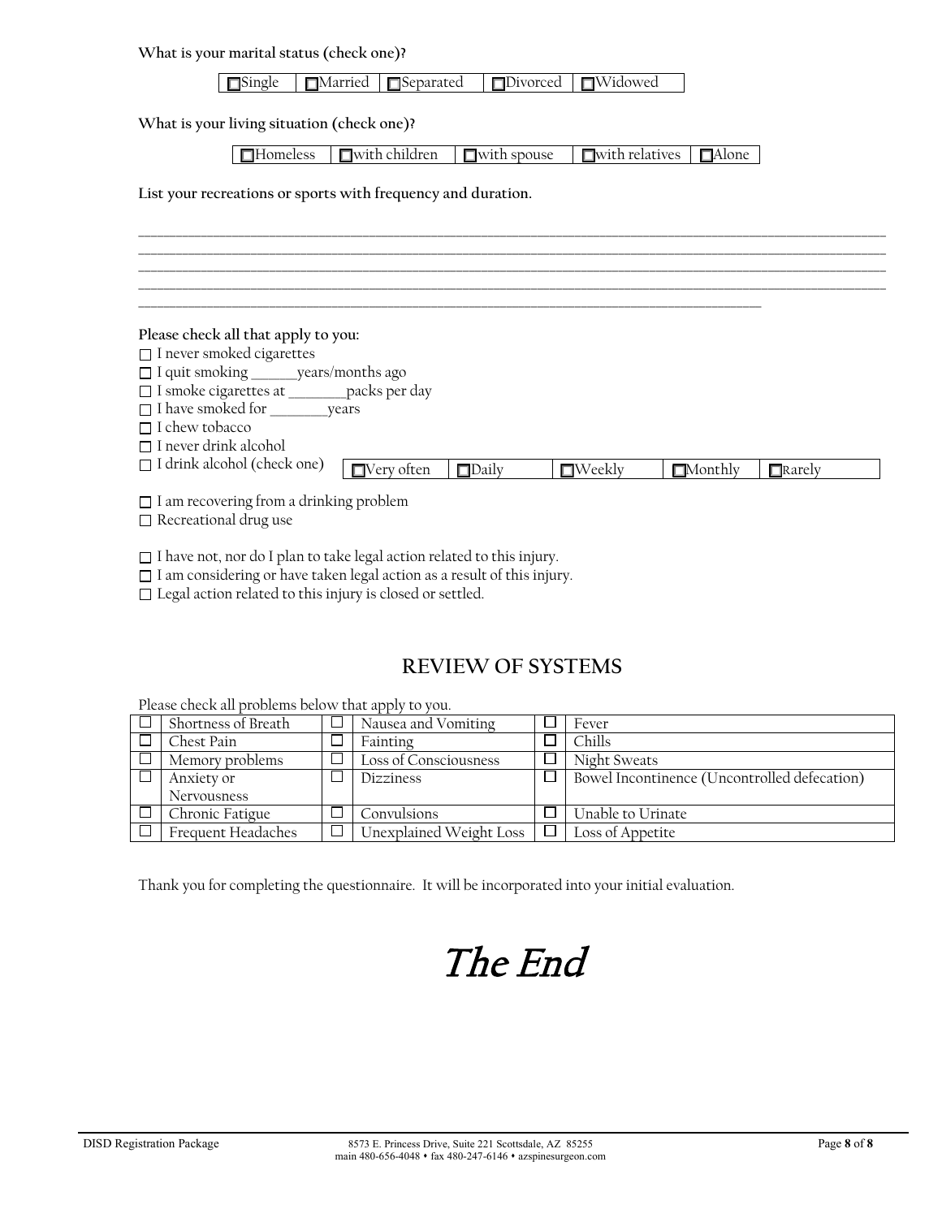**What is your marital status (check one)?**

| | | | | |
|---|---|---|---|---|
| ☐Single | ☐Married | ☐Separated | ☐Divorced | ☐Widowed |

**What is your living situation (check one)?**

| | | | | |
|---|---|---|---|---|
| ☐Homeless | ☐with children | ☐with spouse | ☐with relatives | ☐Alone |

**List your recreations or sports with frequency and duration.**

_______________________________________________________________________________________________
_______________________________________________________________________________________________
_______________________________________________________________________________________________
_______________________________________________________________________________________________
__________________________________________________________________________

**Please check all that apply to you:**

☐ I never smoked cigarettes
☐ I quit smoking _______years/months ago
☐ I smoke cigarettes at _________packs per day
☐ I have smoked for _________years
☐ I chew tobacco
☐ I never drink alcohol
☐ I drink alcohol (check one)

| | | | | |
|---|---|---|---|---|
| ☐Very often | ☐Daily | ☐Weekly | ☐Monthly | ☐Rarely |

☐ I am recovering from a drinking problem
☐ Recreational drug use

☐ I have not, nor do I plan to take legal action related to this injury.
☐ I am considering or have taken legal action as a result of this injury.
☐ Legal action related to this injury is closed or settled.

## REVIEW OF SYSTEMS

Please check all problems below that apply to you.

| | | | | | |
|---|---|---|---|---|---|
| ☐ | Shortness of Breath | ☐ | Nausea and Vomiting | ☐ | Fever |
| ☐ | Chest Pain | ☐ | Fainting | ☐ | Chills |
| ☐ | Memory problems | ☐ | Loss of Consciousness | ☐ | Night Sweats |
| ☐ | Anxiety or Nervousness | ☐ | Dizziness | ☐ | Bowel Incontinence (Uncontrolled defecation) |
| ☐ | Chronic Fatigue | ☐ | Convulsions | ☐ | Unable to Urinate |
| ☐ | Frequent Headaches | ☐ | Unexplained Weight Loss | ☐ | Loss of Appetite |

Thank you for completing the questionnaire. It will be incorporated into your initial evaluation.

# *The End*

DISD Registration Package

8573 E. Princess Drive, Suite 221 Scottsdale, AZ 85255
main 480-656-4048 • fax 480-247-6146 • azspinesurgeon.com